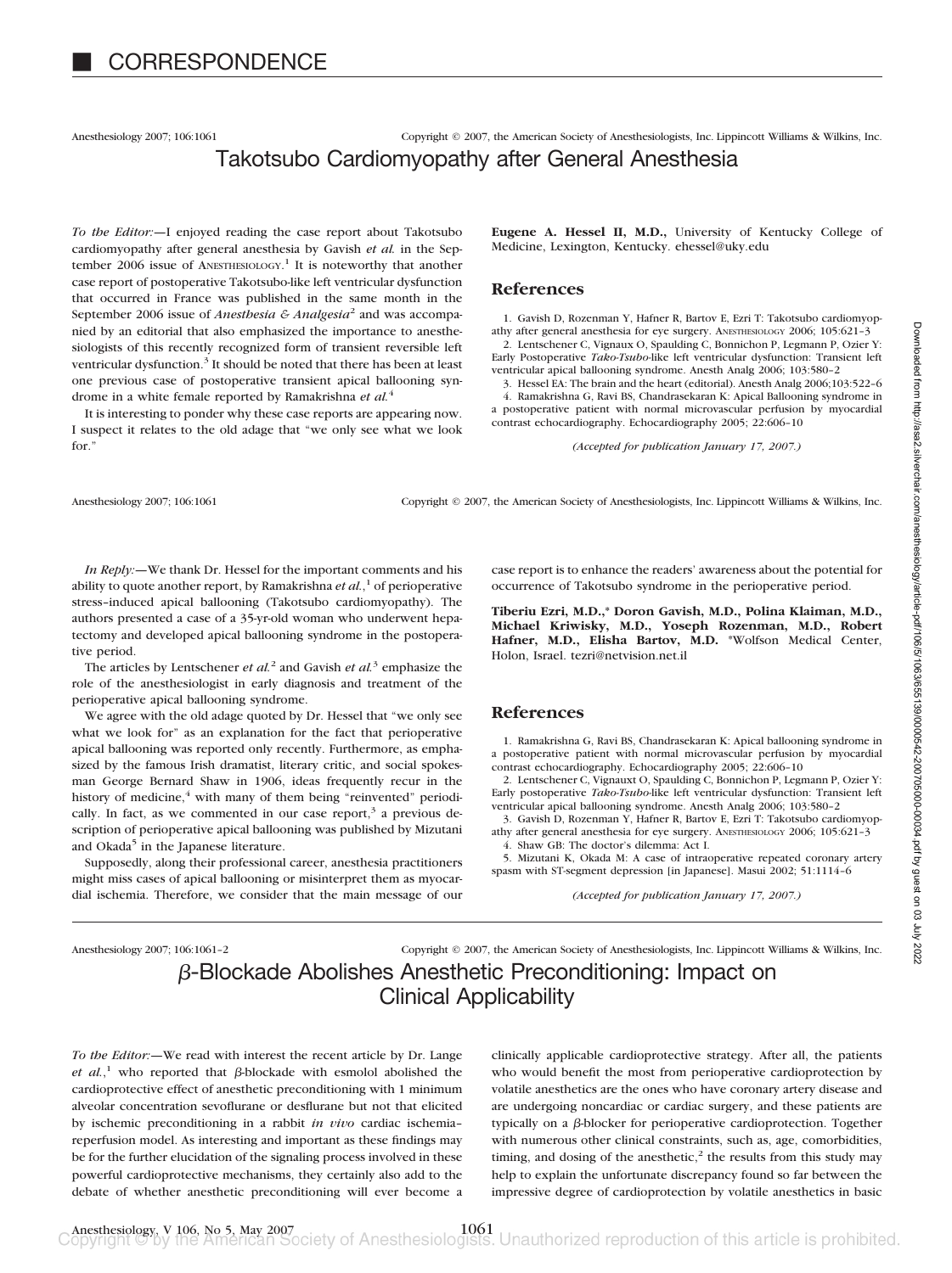# CORRESPONDENCE

## Takotsubo Cardiomyopathy after General Anesthesia

*To the Editor:*—I enjoyed reading the case report about Takotsubo cardiomyopathy after general anesthesia by Gavish *et al.* in the September 2006 issue of ANESTHESIOLOGY.[1] It is noteworthy that another case report of postoperative Takotsubo-like left ventricular dysfunction that occurred in France was published in the same month in the September 2006 issue of *Anesthesia & Analgesia*[2] and was accompanied by an editorial that also emphasized the importance to anesthesiologists of this recently recognized form of transient reversible left ventricular dysfunction.[3] It should be noted that there has been at least one previous case of postoperative transient apical ballooning syndrome in a white female reported by Ramakrishna *et al.*[4]

It is interesting to ponder why these case reports are appearing now. I suspect it relates to the old adage that "we only see what we look for."

**Eugene A. Hessel II, M.D.,** University of Kentucky College of Medicine, Lexington, Kentucky. ehessel@uky.edu

### References

1. Gavish D, Rozenman Y, Hafner R, Bartov E, Ezri T: Takotsubo cardiomyopathy after general anesthesia for eye surgery. ANESTHESIOLOGY 2006; 105:621–3
2. Lentschener C, Vignaux O, Spaulding C, Bonnichon P, Legmann P, Ozier Y: Early Postoperative *Tako-Tsubo*-like left ventricular dysfunction: Transient left ventricular apical ballooning syndrome. Anesth Analg 2006; 103:580–2
3. Hessel EA: The brain and the heart (editorial). Anesth Analg 2006;103:522–6
4. Ramakrishna G, Ravi BS, Chandrasekaran K: Apical Ballooning syndrome in a postoperative patient with normal microvascular perfusion by myocardial contrast echocardiography. Echocardiography 2005; 22:606–10

*(Accepted for publication January 17, 2007.)*

---

*In Reply:*—We thank Dr. Hessel for the important comments and his ability to quote another report, by Ramakrishna *et al.*,[1] of perioperative stress–induced apical ballooning (Takotsubo cardiomyopathy). The authors presented a case of a 35-yr-old woman who underwent hepatectomy and developed apical ballooning syndrome in the postoperative period.

The articles by Lentschener *et al.*[2] and Gavish *et al.*[3] emphasize the role of the anesthesiologist in early diagnosis and treatment of the perioperative apical ballooning syndrome.

We agree with the old adage quoted by Dr. Hessel that "we only see what we look for" as an explanation for the fact that perioperative apical ballooning was reported only recently. Furthermore, as emphasized by the famous Irish dramatist, literary critic, and social spokesman George Bernard Shaw in 1906, ideas frequently recur in the history of medicine,[4] with many of them being "reinvented" periodically. In fact, as we commented in our case report,[3] a previous description of perioperative apical ballooning was published by Mizutani and Okada[5] in the Japanese literature.

Supposedly, along their professional career, anesthesia practitioners might miss cases of apical ballooning or misinterpret them as myocardial ischemia. Therefore, we consider that the main message of our case report is to enhance the readers' awareness about the potential for occurrence of Takotsubo syndrome in the perioperative period.

**Tiberiu Ezri, M.D.,\* Doron Gavish, M.D., Polina Klaiman, M.D., Michael Kriwisky, M.D., Yoseph Rozenman, M.D., Robert Hafner, M.D., Elisha Bartov, M.D.** \*Wolfson Medical Center, Holon, Israel. tezri@netvision.net.il

### References

1. Ramakrishna G, Ravi BS, Chandrasekaran K: Apical ballooning syndrome in a postoperative patient with normal microvascular perfusion by myocardial contrast echocardiography. Echocardiography 2005; 22:606–10
2. Lentschener C, Vignauxt O, Spaulding C, Bonnichon P, Legmann P, Ozier Y: Early postoperative *Tako-Tsubo*-like left ventricular dysfunction: Transient left ventricular apical ballooning syndrome. Anesth Analg 2006; 103:580–2
3. Gavish D, Rozenman Y, Hafner R, Bartov E, Ezri T: Takotsubo cardiomyopathy after general anesthesia for eye surgery. ANESTHESIOLOGY 2006; 105:621–3
4. Shaw GB: The doctor's dilemma: Act I.
5. Mizutani K, Okada M: A case of intraoperative repeated coronary artery spasm with ST-segment depression [in Japanese]. Masui 2002; 51:1114–6

*(Accepted for publication January 17, 2007.)*

---

## β-Blockade Abolishes Anesthetic Preconditioning: Impact on Clinical Applicability

*To the Editor:*—We read with interest the recent article by Dr. Lange *et al.*,[1] who reported that β-blockade with esmolol abolished the cardioprotective effect of anesthetic preconditioning with 1 minimum alveolar concentration sevoflurane or desflurane but not that elicited by ischemic preconditioning in a rabbit *in vivo* cardiac ischemia–reperfusion model. As interesting and important as these findings may be for the further elucidation of the signaling process involved in these powerful cardioprotective mechanisms, they certainly also add to the debate of whether anesthetic preconditioning will ever become a clinically applicable cardioprotective strategy. After all, the patients who would benefit the most from perioperative cardioprotection by volatile anesthetics are the ones who have coronary artery disease and are undergoing noncardiac or cardiac surgery, and these patients are typically on a β-blocker for perioperative cardioprotection. Together with numerous other clinical constraints, such as, age, comorbidities, timing, and dosing of the anesthetic,[2] the results from this study may help to explain the unfortunate discrepancy found so far between the impressive degree of cardioprotection by volatile anesthetics in basic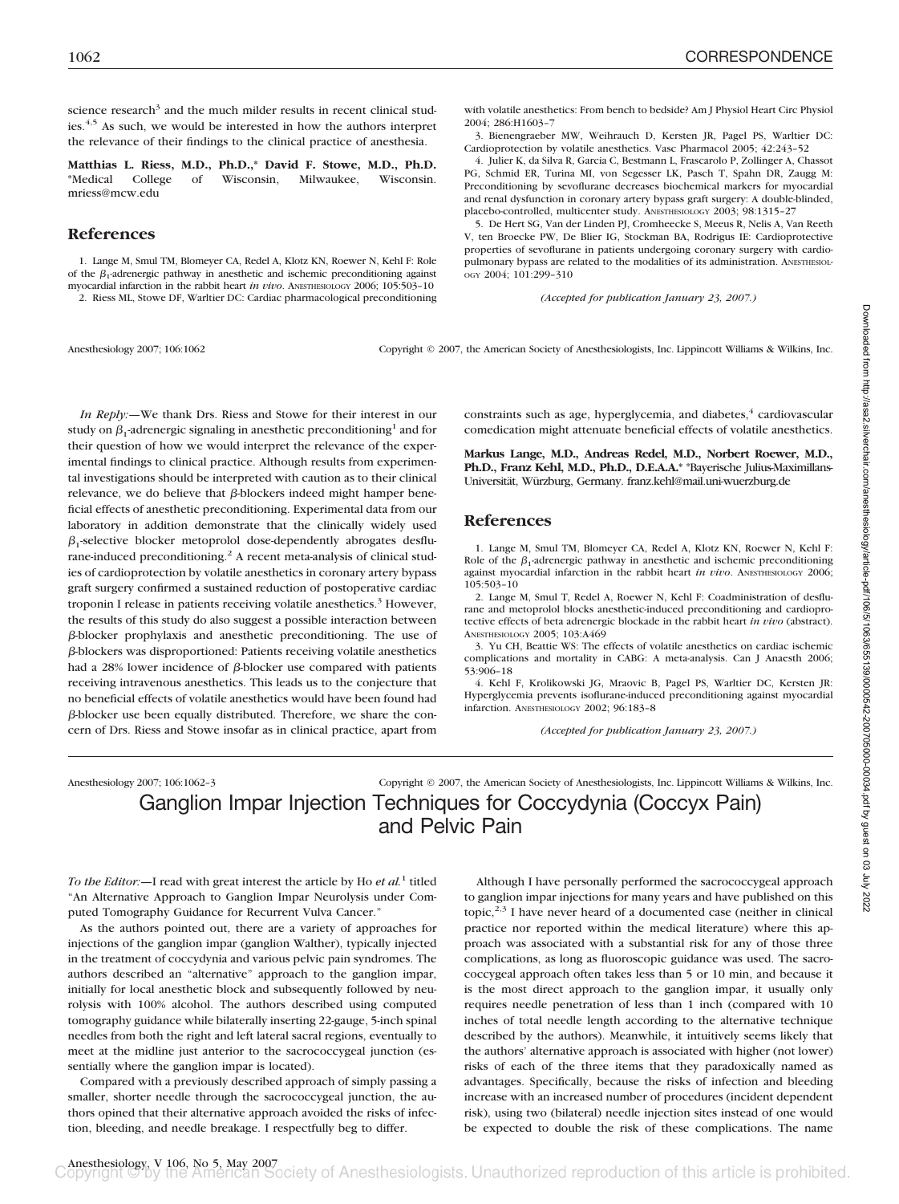science research[3] and the much milder results in recent clinical studies.[4,5] As such, we would be interested in how the authors interpret the relevance of their findings to the clinical practice of anesthesia.

**Matthias L. Riess, M.D., Ph.D.,* David F. Stowe, M.D., Ph.D.** *Medical College of Wisconsin, Milwaukee, Wisconsin. mriess@mcw.edu

## References

1. Lange M, Smul TM, Blomeyer CA, Redel A, Klotz KN, Roewer N, Kehl F: Role of the $\beta_1$-adrenergic pathway in anesthetic and ischemic preconditioning against myocardial infarction in the rabbit heart *in vivo*. ANESTHESIOLOGY 2006; 105:503–10
2. Riess ML, Stowe DF, Warltier DC: Cardiac pharmacological preconditioning with volatile anesthetics: From bench to bedside? Am J Physiol Heart Circ Physiol 2004; 286:H1603–7
3. Bienengraeber MW, Weihrauch D, Kersten JR, Pagel PS, Warltier DC: Cardioprotection by volatile anesthetics. Vasc Pharmacol 2005; 42:243–52
4. Julier K, da Silva R, Garcia C, Bestmann L, Frascarolo P, Zollinger A, Chassot PG, Schmid ER, Turina MI, von Segesser LK, Pasch T, Spahn DR, Zaugg M: Preconditioning by sevoflurane decreases biochemical markers for myocardial and renal dysfunction in coronary artery bypass graft surgery: A double-blinded, placebo-controlled, multicenter study. ANESTHESIOLOGY 2003; 98:1315–27
5. De Hert SG, Van der Linden PJ, Cromheecke S, Meeus R, Nelis A, Van Reeth V, ten Broecke PW, De Blier IG, Stockman BA, Rodrigus IE: Cardioprotective properties of sevoflurane in patients undergoing coronary surgery with cardiopulmonary bypass are related to the modalities of its administration. ANESTHESIOLOGY 2004; 101:299–310

*(Accepted for publication January 23, 2007.)*

---

*In Reply:*—We thank Drs. Riess and Stowe for their interest in our study on $\beta_1$-adrenergic signaling in anesthetic preconditioning[1] and for their question of how we would interpret the relevance of the experimental findings to clinical practice. Although results from experimental investigations should be interpreted with caution as to their clinical relevance, we do believe that $\beta$-blockers indeed might hamper beneficial effects of anesthetic preconditioning. Experimental data from our laboratory in addition demonstrate that the clinically widely used $\beta_1$-selective blocker metoprolol dose-dependently abrogates desflurane-induced preconditioning.[2] A recent meta-analysis of clinical studies of cardioprotection by volatile anesthetics in coronary artery bypass graft surgery confirmed a sustained reduction of postoperative cardiac troponin I release in patients receiving volatile anesthetics.[3] However, the results of this study do also suggest a possible interaction between $\beta$-blocker prophylaxis and anesthetic preconditioning. The use of $\beta$-blockers was disproportioned: Patients receiving volatile anesthetics had a 28% lower incidence of $\beta$-blocker use compared with patients receiving intravenous anesthetics. This leads us to the conjecture that no beneficial effects of volatile anesthetics would have been found had $\beta$-blocker use been equally distributed. Therefore, we share the concern of Drs. Riess and Stowe insofar as in clinical practice, apart from constraints such as age, hyperglycemia, and diabetes,[4] cardiovascular comedication might attenuate beneficial effects of volatile anesthetics.

**Markus Lange, M.D., Andreas Redel, M.D., Norbert Roewer, M.D., Ph.D., Franz Kehl, M.D., Ph.D., D.E.A.A.*** *Bayerische Julius-Maximillans-Universität, Würzburg, Germany. franz.kehl@mail.uni-wuerzburg.de

## References

1. Lange M, Smul TM, Blomeyer CA, Redel A, Klotz KN, Roewer N, Kehl F: Role of the $\beta_1$-adrenergic pathway in anesthetic and ischemic preconditioning against myocardial infarction in the rabbit heart *in vivo*. ANESTHESIOLOGY 2006; 105:503–10
2. Lange M, Smul T, Redel A, Roewer N, Kehl F: Coadministration of desflurane and metoprolol blocks anesthetic-induced preconditioning and cardioprotective effects of beta adrenergic blockade in the rabbit heart *in vivo* (abstract). ANESTHESIOLOGY 2005; 103:A469
3. Yu CH, Beattie WS: The effects of volatile anesthetics on cardiac ischemic complications and mortality in CABG: A meta-analysis. Can J Anaesth 2006; 53:906–18
4. Kehl F, Krolikowski JG, Mraovic B, Pagel PS, Warltier DC, Kersten JR: Hyperglycemia prevents isoflurane-induced preconditioning against myocardial infarction. ANESTHESIOLOGY 2002; 96:183–8

*(Accepted for publication January 23, 2007.)*

---

# Ganglion Impar Injection Techniques for Coccydynia (Coccyx Pain) and Pelvic Pain

*To the Editor:*—I read with great interest the article by Ho *et al.*[1] titled "An Alternative Approach to Ganglion Impar Neurolysis under Computed Tomography Guidance for Recurrent Vulva Cancer."

As the authors pointed out, there are a variety of approaches for injections of the ganglion impar (ganglion Walther), typically injected in the treatment of coccydynia and various pelvic pain syndromes. The authors described an "alternative" approach to the ganglion impar, initially for local anesthetic block and subsequently followed by neurolysis with 100% alcohol. The authors described using computed tomography guidance while bilaterally inserting 22-gauge, 5-inch spinal needles from both the right and left lateral sacral regions, eventually to meet at the midline just anterior to the sacrococcygeal junction (essentially where the ganglion impar is located).

Compared with a previously described approach of simply passing a smaller, shorter needle through the sacrococcygeal junction, the authors opined that their alternative approach avoided the risks of infection, bleeding, and needle breakage. I respectfully beg to differ.

Although I have personally performed the sacrococcygeal approach to ganglion impar injections for many years and have published on this topic,[2,3] I have never heard of a documented case (neither in clinical practice nor reported within the medical literature) where this approach was associated with a substantial risk for any of those three complications, as long as fluoroscopic guidance was used. The sacrococcygeal approach often takes less than 5 or 10 min, and because it is the most direct approach to the ganglion impar, it usually only requires needle penetration of less than 1 inch (compared with 10 inches of total needle length according to the alternative technique described by the authors). Meanwhile, it intuitively seems likely that the authors' alternative approach is associated with higher (not lower) risks of each of the three items that they paradoxically named as advantages. Specifically, because the risks of infection and bleeding increase with an increased number of procedures (incident dependent risk), using two (bilateral) needle injection sites instead of one would be expected to double the risk of these complications. The name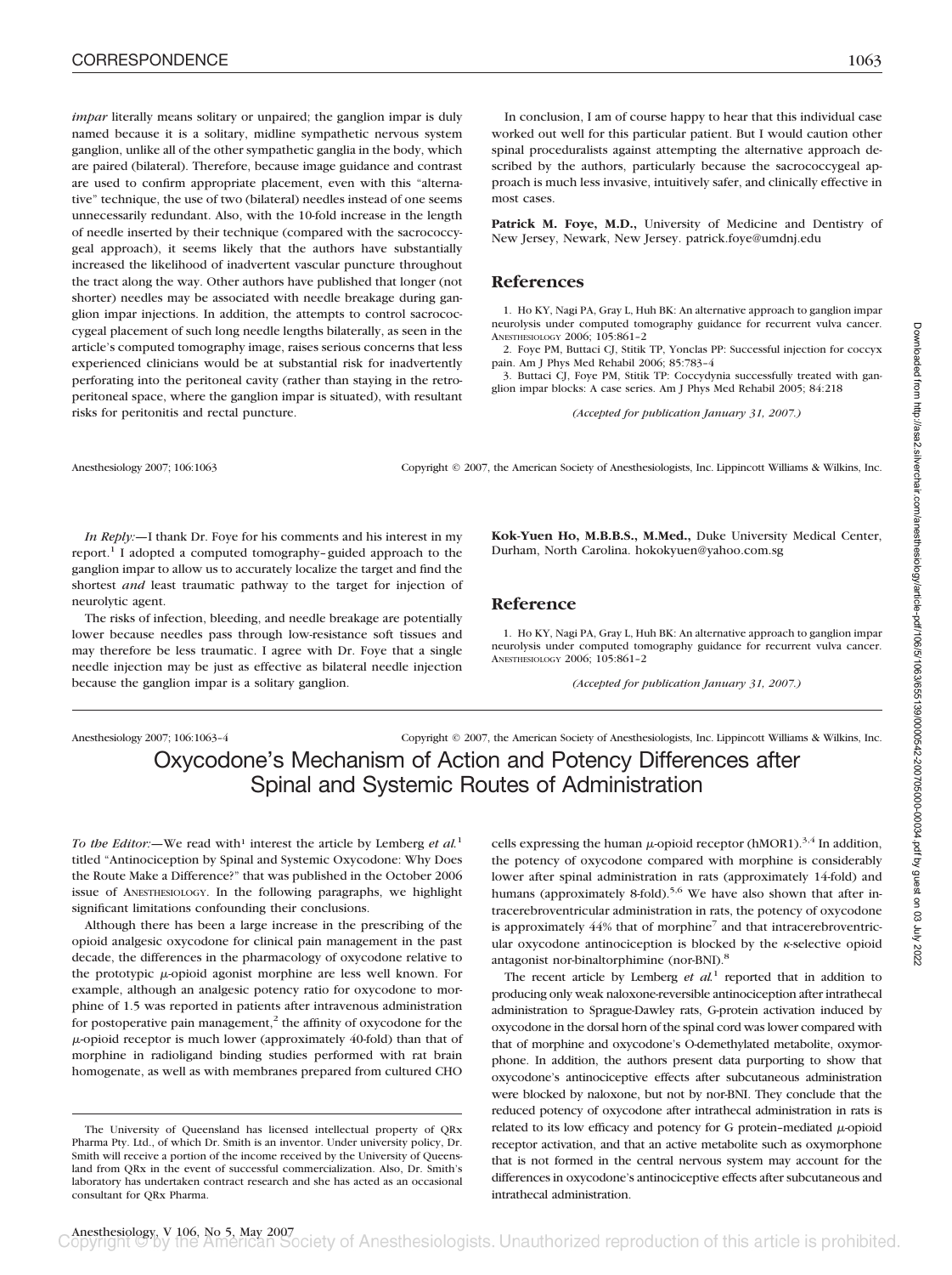*impar* literally means solitary or unpaired; the ganglion impar is duly named because it is a solitary, midline sympathetic nervous system ganglion, unlike all of the other sympathetic ganglia in the body, which are paired (bilateral). Therefore, because image guidance and contrast are used to confirm appropriate placement, even with this "alternative" technique, the use of two (bilateral) needles instead of one seems unnecessarily redundant. Also, with the 10-fold increase in the length of needle inserted by their technique (compared with the sacrococcygeal approach), it seems likely that the authors have substantially increased the likelihood of inadvertent vascular puncture throughout the tract along the way. Other authors have published that longer (not shorter) needles may be associated with needle breakage during ganglion impar injections. In addition, the attempts to control sacrococcygeal placement of such long needle lengths bilaterally, as seen in the article's computed tomography image, raises serious concerns that less experienced clinicians would be at substantial risk for inadvertently perforating into the peritoneal cavity (rather than staying in the retroperitoneal space, where the ganglion impar is situated), with resultant risks for peritonitis and rectal puncture.

In conclusion, I am of course happy to hear that this individual case worked out well for this particular patient. But I would caution other spinal proceduralists against attempting the alternative approach described by the authors, particularly because the sacrococcygeal approach is much less invasive, intuitively safer, and clinically effective in most cases.

**Patrick M. Foye, M.D.,** University of Medicine and Dentistry of New Jersey, Newark, New Jersey. patrick.foye@umdnj.edu

## References

1. Ho KY, Nagi PA, Gray L, Huh BK: An alternative approach to ganglion impar neurolysis under computed tomography guidance for recurrent vulva cancer. ANESTHESIOLOGY 2006; 105:861–2
2. Foye PM, Buttaci CJ, Stitik TP, Yonclas PP: Successful injection for coccyx pain. Am J Phys Med Rehabil 2006; 85:783–4
3. Buttaci CJ, Foye PM, Stitik TP: Coccydynia successfully treated with ganglion impar blocks: A case series. Am J Phys Med Rehabil 2005; 84:218

*(Accepted for publication January 31, 2007.)*

---

*In Reply:*—I thank Dr. Foye for his comments and his interest in my report.[1] I adopted a computed tomography–guided approach to the ganglion impar to allow us to accurately localize the target and find the shortest *and* least traumatic pathway to the target for injection of neurolytic agent.

The risks of infection, bleeding, and needle breakage are potentially lower because needles pass through low-resistance soft tissues and may therefore be less traumatic. I agree with Dr. Foye that a single needle injection may be just as effective as bilateral needle injection because the ganglion impar is a solitary ganglion.

**Kok-Yuen Ho, M.B.B.S., M.Med.,** Duke University Medical Center, Durham, North Carolina. hokokyuen@yahoo.com.sg

## Reference

1. Ho KY, Nagi PA, Gray L, Huh BK: An alternative approach to ganglion impar neurolysis under computed tomography guidance for recurrent vulva cancer. ANESTHESIOLOGY 2006; 105:861–2

*(Accepted for publication January 31, 2007.)*

---

# Oxycodone's Mechanism of Action and Potency Differences after Spinal and Systemic Routes of Administration

*To the Editor:*—We read with[1] interest the article by Lemberg *et al.*[1] titled "Antinociception by Spinal and Systemic Oxycodone: Why Does the Route Make a Difference?" that was published in the October 2006 issue of ANESTHESIOLOGY. In the following paragraphs, we highlight significant limitations confounding their conclusions.

Although there has been a large increase in the prescribing of the opioid analgesic oxycodone for clinical pain management in the past decade, the differences in the pharmacology of oxycodone relative to the prototypic $\mu$-opioid agonist morphine are less well known. For example, although an analgesic potency ratio for oxycodone to morphine of 1.5 was reported in patients after intravenous administration for postoperative pain management,[2] the affinity of oxycodone for the $\mu$-opioid receptor is much lower (approximately 40-fold) than that of morphine in radioligand binding studies performed with rat brain homogenate, as well as with membranes prepared from cultured CHO cells expressing the human $\mu$-opioid receptor (hMOR1).[3,4] In addition, the potency of oxycodone compared with morphine is considerably lower after spinal administration in rats (approximately 14-fold) and humans (approximately 8-fold).[5,6] We have also shown that after intracerebroventricular administration in rats, the potency of oxycodone is approximately 44% that of morphine[7] and that intracerebroventricular oxycodone antinociception is blocked by the $\kappa$-selective opioid antagonist nor-binaltorphimine (nor-BNI).[8]

The recent article by Lemberg *et al.*[1] reported that in addition to producing only weak naloxone-reversible antinociception after intrathecal administration to Sprague-Dawley rats, G-protein activation induced by oxycodone in the dorsal horn of the spinal cord was lower compared with that of morphine and oxycodone's O-demethylated metabolite, oxymorphone. In addition, the authors present data purporting to show that oxycodone's antinociceptive effects after subcutaneous administration were blocked by naloxone, but not by nor-BNI. They conclude that the reduced potency of oxycodone after intrathecal administration in rats is related to its low efficacy and potency for G protein–mediated $\mu$-opioid receptor activation, and that an active metabolite such as oxymorphone that is not formed in the central nervous system may account for the differences in oxycodone's antinociceptive effects after subcutaneous and intrathecal administration.

The University of Queensland has licensed intellectual property of QRx Pharma Pty. Ltd., of which Dr. Smith is an inventor. Under university policy, Dr. Smith will receive a portion of the income received by the University of Queensland from QRx in the event of successful commercialization. Also, Dr. Smith's laboratory has undertaken contract research and she has acted as an occasional consultant for QRx Pharma.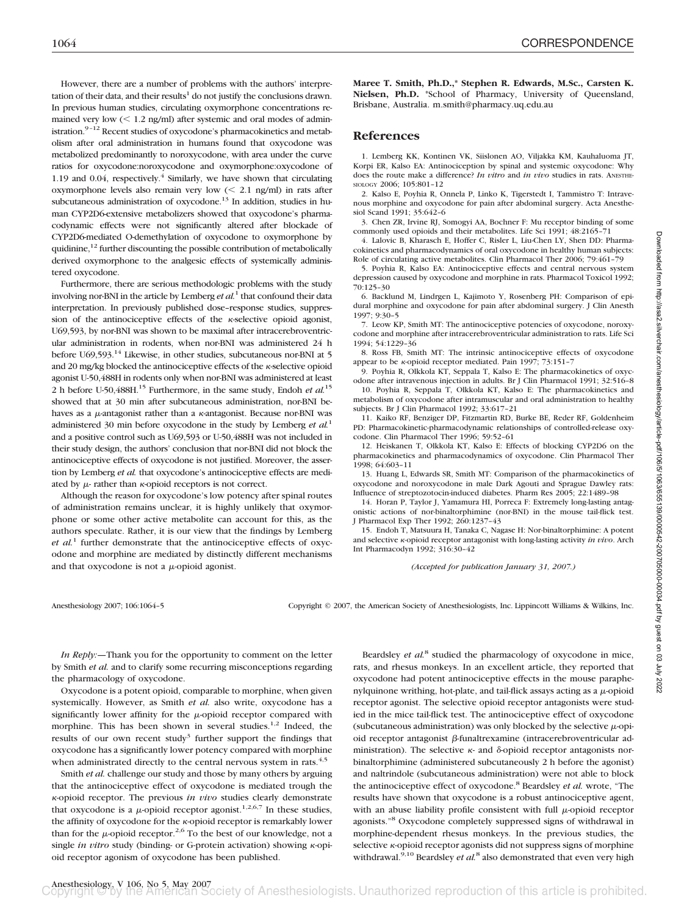However, there are a number of problems with the authors' interpretation of their data, and their results[1] do not justify the conclusions drawn. In previous human studies, circulating oxymorphone concentrations remained very low (< 1.2 ng/ml) after systemic and oral modes of administration.[9–12] Recent studies of oxycodone's pharmacokinetics and metabolism after oral administration in humans found that oxycodone was metabolized predominantly to noroxycodone, with area under the curve ratios for oxycodone:noroxycodone and oxymorphone:oxycodone of 1.19 and 0.04, respectively.[4] Similarly, we have shown that circulating oxymorphone levels also remain very low (< 2.1 ng/ml) in rats after subcutaneous administration of oxycodone.[13] In addition, studies in human CYP2D6-extensive metabolizers showed that oxycodone's pharmacodynamic effects were not significantly altered after blockade of CYP2D6-mediated O-demethylation of oxycodone to oxymorphone by quinidine,[12] further discounting the possible contribution of metabolically derived oxymorphone to the analgesic effects of systemically administered oxycodone.

Furthermore, there are serious methodologic problems with the study involving nor-BNI in the article by Lemberg *et al.*[1] that confound their data interpretation. In previously published dose–response studies, suppression of the antinociceptive effects of the κ-selective opioid agonist, U69,593, by nor-BNI was shown to be maximal after intracerebroventricular administration in rodents, when nor-BNI was administered 24 h before U69,593.[14] Likewise, in other studies, subcutaneous nor-BNI at 5 and 20 mg/kg blocked the antinociceptive effects of the κ-selective opioid agonist U-50,488H in rodents only when nor-BNI was administered at least 2 h before U-50,488H.[15] Furthermore, in the same study, Endoh *et al.*[15] showed that at 30 min after subcutaneous administration, nor-BNI behaves as a μ-antagonist rather than a κ-antagonist. Because nor-BNI was administered 30 min before oxycodone in the study by Lemberg *et al.*[1] and a positive control such as U69,593 or U-50,488H was not included in their study design, the authors' conclusion that nor-BNI did not block the antinociceptive effects of oxycodone is not justified. Moreover, the assertion by Lemberg *et al.* that oxycodone's antinociceptive effects are mediated by μ- rather than κ-opioid receptors is not correct.

Although the reason for oxycodone's low potency after spinal routes of administration remains unclear, it is highly unlikely that oxymorphone or some other active metabolite can account for this, as the authors speculate. Rather, it is our view that the findings by Lemberg *et al.*[1] further demonstrate that the antinociceptive effects of oxycodone and morphine are mediated by distinctly different mechanisms and that oxycodone is not a μ-opioid agonist.

**Maree T. Smith, Ph.D.,\* Stephen R. Edwards, M.Sc., Carsten K. Nielsen, Ph.D.** \*School of Pharmacy, University of Queensland, Brisbane, Australia. m.smith@pharmacy.uq.edu.au

## References

1. Lemberg KK, Kontinen VK, Siisklonen AO, Viljakka KM, Kauhaluoma JT, Korpi ER, Kalso EA: Antinociception by spinal and systemic oxycodone: Why does the route make a difference? *In vitro* and *in vivo* studies in rats. Anesthesiology 2006; 105:801–12
2. Kalso E, Poyhia R, Onnela P, Linko K, Tigerstedt I, Tammisto T: Intravenous morphine and oxycodone for pain after abdominal surgery. Acta Anesthesiol Scand 1991; 35:642–6
3. Chen ZR, Irvine RJ, Somogyi AA, Bochner F: Mu receptor binding of some commonly used opioids and their metabolites. Life Sci 1991; 48:2165–71
4. Lalovic B, Kharasch E, Hoffer C, Risler L, Liu-Chen LY, Shen DD: Pharmacokinetics and pharmacodynamics of oral oxycodone in healthy human subjects: Role of circulating active metabolites. Clin Pharmacol Ther 2006; 79:461–79
5. Poyhia R, Kalso EA: Antinociceptive effects and central nervous system depression caused by oxycodone and morphine in rats. Pharmacol Toxicol 1992; 70:125–30
6. Backlund M, Lindgren L, Kajimoto Y, Rosenberg PH: Comparison of epidural morphine and oxycodone for pain after abdominal surgery. J Clin Anesth 1997; 9:30–5
7. Leow KP, Smith MT: The antinociceptive potencies of oxycodone, noroxycodone and morphine after intracerebroventricular administration to rats. Life Sci 1994; 54:1229–36
8. Ross FB, Smith MT: The intrinsic antinociceptive effects of oxycodone appear to be κ-opioid receptor mediated. Pain 1997; 73:151–7
9. Poyhia R, Olkkola KT, Seppala T, Kalso E: The pharmacokinetics of oxycodone after intravenous injection in adults. Br J Clin Pharmacol 1991; 32:516–8
10. Poyhia R, Seppala T, Olkkola KT, Kalso E: The pharmacokinetics and metabolism of oxycodone after intramuscular and oral administration to healthy subjects. Br J Clin Pharmacol 1992; 33:617–21
11. Kaiko RF, Benziger DP, Fitzmartin RD, Burke BE, Reder RF, Goldenheim PD: Pharmacokinetic-pharmacodynamic relationships of controlled-release oxycodone. Clin Pharmacol Ther 1996; 59:52–61
12. Heiskanen T, Olkkola KT, Kalso E: Effects of blocking CYP2D6 on the pharmacokinetics and pharmacodynamics of oxycodone. Clin Pharmacol Ther 1998; 64:603–11
13. Huang L, Edwards SR, Smith MT: Comparison of the pharmacokinetics of oxycodone and noroxycodone in male Dark Agouti and Sprague Dawley rats: Influence of streptozotocin-induced diabetes. Pharm Res 2005; 22:1489–98
14. Horan P, Taylor J, Yamamura HI, Porreca F: Extremely long-lasting antagonistic actions of nor-binaltorphimine (nor-BNI) in the mouse tail-flick test. J Pharmacol Exp Ther 1992; 260:1237–43
15. Endoh T, Matsuura H, Tanaka C, Nagase H: Nor-binaltorphimine: A potent and selective κ-opioid receptor antagonist with long-lasting activity *in vivo*. Arch Int Pharmacodyn 1992; 316:30–42

*(Accepted for publication January 31, 2007.)*

---

*In Reply:*—Thank you for the opportunity to comment on the letter by Smith *et al.* and to clarify some recurring misconceptions regarding the pharmacology of oxycodone.

Oxycodone is a potent opioid, comparable to morphine, when given systemically. However, as Smith *et al.* also write, oxycodone has a significantly lower affinity for the μ-opioid receptor compared with morphine. This has been shown in several studies.[1,2] Indeed, the results of our own recent study[3] further support the findings that oxycodone has a significantly lower potency compared with morphine when administrated directly to the central nervous system in rats.[4,5]

Smith *et al.* challenge our study and those by many others by arguing that the antinociceptive effect of oxycodone is mediated trough the κ-opioid receptor. The previous *in vivo* studies clearly demonstrate that oxycodone is a μ-opioid receptor agonist.[1,2,6,7] In these studies, the affinity of oxycodone for the κ-opioid receptor is remarkably lower than for the μ-opioid receptor.[2,6] To the best of our knowledge, not a single *in vitro* study (binding- or G-protein activation) showing κ-opioid receptor agonism of oxycodone has been published.

Beardsley *et al.*[8] studied the pharmacology of oxycodone in mice, rats, and rhesus monkeys. In an excellent article, they reported that oxycodone had potent antinociceptive effects in the mouse paraphenylquinone writhing, hot-plate, and tail-flick assays acting as a μ-opioid receptor agonist. The selective opioid receptor antagonists were studied in the mice tail-flick test. The antinociceptive effect of oxycodone (subcutaneous administration) was only blocked by the selective μ-opioid receptor antagonist β-funaltrexamine (intracerebroventricular administration). The selective κ- and δ-opioid receptor antagonists norbinaltorphimine (administered subcutaneously 2 h before the agonist) and naltrindole (subcutaneous administration) were not able to block the antinociceptive effect of oxycodone.[8] Beardsley *et al.* wrote, "The results have shown that oxycodone is a robust antinociceptive agent, with an abuse liability profile consistent with full μ-opioid receptor agonists."[8] Oxycodone completely suppressed signs of withdrawal in morphine-dependent rhesus monkeys. In the previous studies, the selective κ-opioid receptor agonists did not suppress signs of morphine withdrawal.[9,10] Beardsley *et al.*[8] also demonstrated that even very high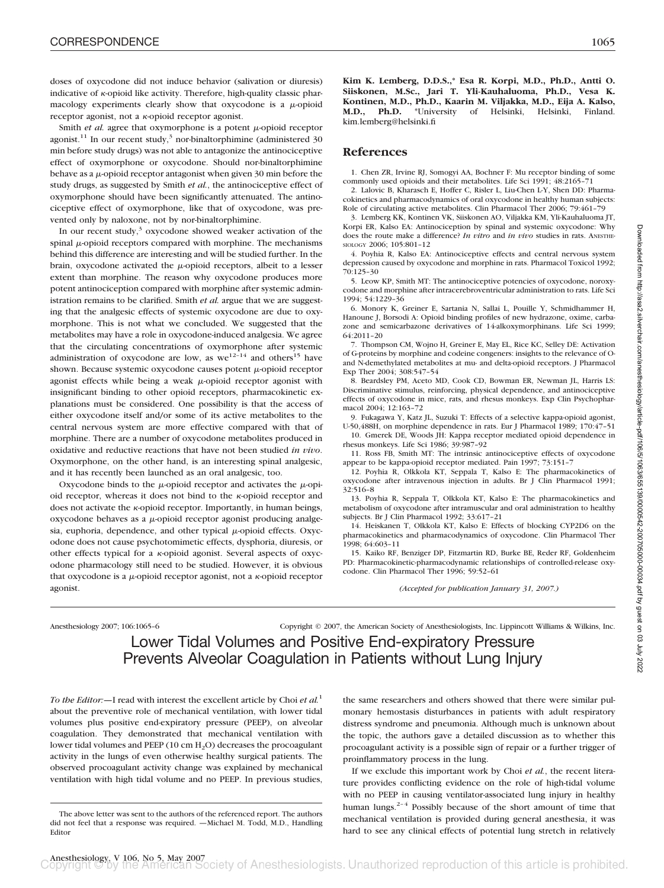doses of oxycodone did not induce behavior (salivation or diuresis) indicative of κ-opioid like activity. Therefore, high-quality classic pharmacology experiments clearly show that oxycodone is a μ-opioid receptor agonist, not a κ-opioid receptor agonist.

Smith *et al.* agree that oxymorphone is a potent μ-opioid receptor agonist.[11] In our recent study,[3] nor-binaltorphimine (administered 30 min before study drugs) was not able to antagonize the antinociceptive effect of oxymorphone or oxycodone. Should nor-binaltorphimine behave as a μ-opioid receptor antagonist when given 30 min before the study drugs, as suggested by Smith *et al.*, the antinociceptive effect of oxymorphone should have been significantly attenuated. The antinociceptive effect of oxymorphone, like that of oxycodone, was prevented only by naloxone, not by nor-binaltorphimine.

In our recent study,[3] oxycodone showed weaker activation of the spinal μ-opioid receptors compared with morphine. The mechanisms behind this difference are interesting and will be studied further. In the brain, oxycodone activated the μ-opioid receptors, albeit to a lesser extent than morphine. The reason why oxycodone produces more potent antinociception compared with morphine after systemic administration remains to be clarified. Smith *et al.* argue that we are suggesting that the analgesic effects of systemic oxycodone are due to oxymorphone. This is not what we concluded. We suggested that the metabolites may have a role in oxycodone-induced analgesia. We agree that the circulating concentrations of oxymorphone after systemic administration of oxycodone are low, as we[12–14] and others[15] have shown. Because systemic oxycodone causes potent μ-opioid receptor agonist effects while being a weak μ-opioid receptor agonist with insignificant binding to other opioid receptors, pharmacokinetic explanations must be considered. One possibility is that the access of either oxycodone itself and/or some of its active metabolites to the central nervous system are more effective compared with that of morphine. There are a number of oxycodone metabolites produced in oxidative and reductive reactions that have not been studied *in vivo*. Oxymorphone, on the other hand, is an interesting spinal analgesic, and it has recently been launched as an oral analgesic, too.

Oxycodone binds to the μ-opioid receptor and activates the μ-opioid receptor, whereas it does not bind to the κ-opioid receptor and does not activate the κ-opioid receptor. Importantly, in human beings, oxycodone behaves as a μ-opioid receptor agonist producing analgesia, euphoria, dependence, and other typical μ-opioid effects. Oxycodone does not cause psychotomimetic effects, dysphoria, diuresis, or other effects typical for a κ-opioid agonist. Several aspects of oxycodone pharmacology still need to be studied. However, it is obvious that oxycodone is a μ-opioid receptor agonist, not a κ-opioid receptor agonist.

**Kim K. Lemberg, D.D.S.,\* Esa R. Korpi, M.D., Ph.D., Antti O. Siiskonen, M.Sc., Jari T. Yli-Kauhaluoma, Ph.D., Vesa K. Kontinen, M.D., Ph.D., Kaarin M. Viljakka, M.D., Eija A. Kalso, M.D., Ph.D.** \*University of Helsinki, Helsinki, Finland. kim.lemberg@helsinki.fi

## References

1. Chen ZR, Irvine RJ, Somogyi AA, Bochner F: Mu receptor binding of some commonly used opioids and their metabolites. Life Sci 1991; 48:2165–71
2. Lalovic B, Kharasch E, Hoffer C, Risler L, Liu-Chen L-Y, Shen DD: Pharmacokinetics and pharmacodynamics of oral oxycodone in healthy human subjects: Role of circulating active metabolites. Clin Pharmacol Ther 2006; 79:461–79
3. Lemberg KK, Kontinen VK, Siiskonen AO, Viljakka KM, Yli-Kauhaluoma JT, Korpi ER, Kalso EA: Antinociception by spinal and systemic oxycodone: Why does the route make a difference? *In vitro* and *in vivo* studies in rats. ANESTHESIOLOGY 2006; 105:801–12
4. Poyhia R, Kalso EA: Antinociceptive effects and central nervous system depression caused by oxycodone and morphine in rats. Pharmacol Toxicol 1992; 70:125–30
5. Leow KP, Smith MT: The antinociceptive potencies of oxycodone, noroxycodone and morphine after intracerebroventricular administration to rats. Life Sci 1994; 54:1229–36
6. Monory K, Greiner E, Sartania N, Sallai L, Pouille Y, Schmidhammer H, Hanoune J, Borsodi A: Opioid binding profiles of new hydrazone, oxime, carbazone and semicarbazone derivatives of 14-alkoxymorphinans. Life Sci 1999; 64:2011–20
7. Thompson CM, Wojno H, Greiner E, May EL, Rice KC, Selley DE: Activation of G-proteins by morphine and codeine congeners: insights to the relevance of O- and N-demethylated metabolites at mu- and delta-opioid receptors. J Pharmacol Exp Ther 2004; 308:547–54
8. Beardsley PM, Aceto MD, Cook CD, Bowman ER, Newman JL, Harris LS: Discriminative stimulus, reinforcing, physical dependence, and antinociceptive effects of oxycodone in mice, rats, and rhesus monkeys. Exp Clin Psychopharmacol 2004; 12:163–72
9. Fukagawa Y, Katz JL, Suzuki T: Effects of a selective kappa-opioid agonist, U-50,488H, on morphine dependence in rats. Eur J Pharmacol 1989; 170:47–51
10. Gmerek DE, Woods JH: Kappa receptor mediated opioid dependence in rhesus monkeys. Life Sci 1986; 39:987–92
11. Ross FB, Smith MT: The intrinsic antinociceptive effects of oxycodone appear to be kappa-opioid receptor mediated. Pain 1997; 73:151–7
12. Poyhia R, Olkkola KT, Seppala T, Kalso E: The pharmacokinetics of oxycodone after intravenous injection in adults. Br J Clin Pharmacol 1991; 32:516–8
13. Poyhia R, Seppala T, Olkkola KT, Kalso E: The pharmacokinetics and metabolism of oxycodone after intramuscular and oral administration to healthy subjects. Br J Clin Pharmacol 1992; 33:617–21
14. Heiskanen T, Olkkola KT, Kalso E: Effects of blocking CYP2D6 on the pharmacokinetics and pharmacodynamics of oxycodone. Clin Pharmacol Ther 1998; 64:603–11
15. Kaiko RF, Benziger DP, Fitzmartin RD, Burke BE, Reder RF, Goldenheim PD: Pharmacokinetic-pharmacodynamic relationships of controlled-release oxycodone. Clin Pharmacol Ther 1996; 59:52–61

*(Accepted for publication January 31, 2007.)*

# Lower Tidal Volumes and Positive End-expiratory Pressure Prevents Alveolar Coagulation in Patients without Lung Injury

*To the Editor:*—I read with interest the excellent article by Choi *et al.*[1] about the preventive role of mechanical ventilation, with lower tidal volumes plus positive end-expiratory pressure (PEEP), on alveolar coagulation. They demonstrated that mechanical ventilation with lower tidal volumes and PEEP (10 cm $H_2O$) decreases the procoagulant activity in the lungs of even otherwise healthy surgical patients. The observed procoagulant activity change was explained by mechanical ventilation with high tidal volume and no PEEP. In previous studies, the same researchers and others showed that there were similar pulmonary hemostasis disturbances in patients with adult respiratory distress syndrome and pneumonia. Although much is unknown about the topic, the authors gave a detailed discussion as to whether this procoagulant activity is a possible sign of repair or a further trigger of proinflammatory process in the lung.

If we exclude this important work by Choi *et al.*, the recent literature provides conflicting evidence on the role of high-tidal volume with no PEEP in causing ventilator-associated lung injury in healthy human lungs.[2–4] Possibly because of the short amount of time that mechanical ventilation is provided during general anesthesia, it was hard to see any clinical effects of potential lung stretch in relatively

The above letter was sent to the authors of the referenced report. The authors did not feel that a response was required. —Michael M. Todd, M.D., Handling Editor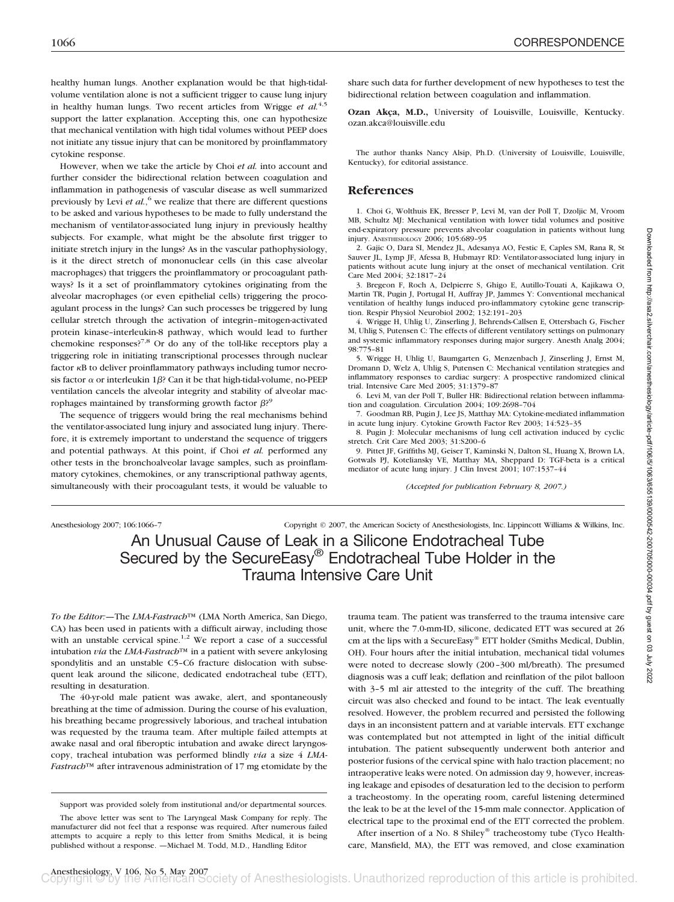healthy human lungs. Another explanation would be that high-tidal-volume ventilation alone is not a sufficient trigger to cause lung injury in healthy human lungs. Two recent articles from Wrigge *et al.*[4,5] support the latter explanation. Accepting this, one can hypothesize that mechanical ventilation with high tidal volumes without PEEP does not initiate any tissue injury that can be monitored by proinflammatory cytokine response.

However, when we take the article by Choi *et al.* into account and further consider the bidirectional relation between coagulation and inflammation in pathogenesis of vascular disease as well summarized previously by Levi *et al.*,[6] we realize that there are different questions to be asked and various hypotheses to be made to fully understand the mechanism of ventilator-associated lung injury in previously healthy subjects. For example, what might be the absolute first trigger to initiate stretch injury in the lungs? As in the vascular pathophysiology, is it the direct stretch of mononuclear cells (in this case alveolar macrophages) that triggers the proinflammatory or procoagulant pathways? Is it a set of proinflammatory cytokines originating from the alveolar macrophages (or even epithelial cells) triggering the procoagulant process in the lungs? Can such processes be triggered by lung cellular stretch through the activation of integrin–mitogen-activated protein kinase–interleukin-8 pathway, which would lead to further chemokine responses?[7,8] Or do any of the toll-like receptors play a triggering role in initiating transcriptional processes through nuclear factor $\kappa$B to deliver proinflammatory pathways including tumor necrosis factor $\alpha$ or interleukin 1$\beta$? Can it be that high-tidal-volume, no-PEEP ventilation cancels the alveolar integrity and stability of alveolar macrophages maintained by transforming growth factor $\beta$?[9]

The sequence of triggers would bring the real mechanisms behind the ventilator-associated lung injury and associated lung injury. Therefore, it is extremely important to understand the sequence of triggers and potential pathways. At this point, if Choi *et al.* performed any other tests in the bronchoalveolar lavage samples, such as proinflammatory cytokines, chemokines, or any transcriptional pathway agents, simultaneously with their procoagulant tests, it would be valuable to share such data for further development of new hypotheses to test the bidirectional relation between coagulation and inflammation.

**Ozan Akça, M.D.,** University of Louisville, Louisville, Kentucky. ozan.akca@louisville.edu

The author thanks Nancy Alsip, Ph.D. (University of Louisville, Louisville, Kentucky), for editorial assistance.

## References

1. Choi G, Wolthuis EK, Bresser P, Levi M, van der Poll T, Dzoljic M, Vroom MB, Schultz MJ: Mechanical ventilation with lower tidal volumes and positive end-expiratory pressure prevents alveolar coagulation in patients without lung injury. ANESTHESIOLOGY 2006; 105:689–95
2. Gajic O, Dara SI, Mendez JL, Adesanya AO, Festic E, Caples SM, Rana R, St Sauver JL, Lymp JF, Afessa B, Hubmayr RD: Ventilator-associated lung injury in patients without acute lung injury at the onset of mechanical ventilation. Crit Care Med 2004; 32:1817–24
3. Bregeon F, Roch A, Delpierre S, Ghigo E, Autillo-Touati A, Kajikawa O, Martin TR, Pugin J, Portugal H, Auffray JP, Jammes Y: Conventional mechanical ventilation of healthy lungs induced pro-inflammatory cytokine gene transcription. Respir Physiol Neurobiol 2002; 132:191–203
4. Wrigge H, Uhlig U, Zinserling J, Behrends-Callsen E, Ottersbach G, Fischer M, Uhlig S, Putensen C: The effects of different ventilatory settings on pulmonary and systemic inflammatory responses during major surgery. Anesth Analg 2004; 98:775–81
5. Wrigge H, Uhlig U, Baumgarten G, Menzenbach J, Zinserling J, Ernst M, Dromann D, Welz A, Uhlig S, Putensen C: Mechanical ventilation strategies and inflammatory responses to cardiac surgery: A prospective randomized clinical trial. Intensive Care Med 2005; 31:1379–87
6. Levi M, van der Poll T, Buller HR: Bidirectional relation between inflammation and coagulation. Circulation 2004; 109:2698–704
7. Goodman RB, Pugin J, Lee JS, Matthay MA: Cytokine-mediated inflammation in acute lung injury. Cytokine Growth Factor Rev 2003; 14:523–35
8. Pugin J: Molecular mechanisms of lung cell activation induced by cyclic stretch. Crit Care Med 2003; 31:S200–6
9. Pittet JF, Griffiths MJ, Geiser T, Kaminski N, Dalton SL, Huang X, Brown LA, Gotwals PJ, Koteliansky VE, Matthay MA, Sheppard D: TGF-beta is a critical mediator of acute lung injury. J Clin Invest 2001; 107:1537–44

*(Accepted for publication February 8, 2007.)*

# An Unusual Cause of Leak in a Silicone Endotracheal Tube Secured by the SecureEasy® Endotracheal Tube Holder in the Trauma Intensive Care Unit

*To the Editor:*—The *LMA-Fastrach*™ (LMA North America, San Diego, CA) has been used in patients with a difficult airway, including those with an unstable cervical spine.[1,2] We report a case of a successful intubation *via* the *LMA-Fastrach*™ in a patient with severe ankylosing spondylitis and an unstable C5–C6 fracture dislocation with subsequent leak around the silicone, dedicated endotracheal tube (ETT), resulting in desaturation.

The 40-yr-old male patient was awake, alert, and spontaneously breathing at the time of admission. During the course of his evaluation, his breathing became progressively laborious, and tracheal intubation was requested by the trauma team. After multiple failed attempts at awake nasal and oral fiberoptic intubation and awake direct laryngoscopy, tracheal intubation was performed blindly *via* a size 4 *LMA-Fastrach*™ after intravenous administration of 17 mg etomidate by the trauma team. The patient was transferred to the trauma intensive care unit, where the 7.0-mm-ID, silicone, dedicated ETT was secured at 26 cm at the lips with a SecureEasy® ETT holder (Smiths Medical, Dublin, OH). Four hours after the initial intubation, mechanical tidal volumes were noted to decrease slowly (200–300 ml/breath). The presumed diagnosis was a cuff leak; deflation and reinflation of the pilot balloon with 3–5 ml air attested to the integrity of the cuff. The breathing circuit was also checked and found to be intact. The leak eventually resolved. However, the problem recurred and persisted the following days in an inconsistent pattern and at variable intervals. ETT exchange was contemplated but not attempted in light of the initial difficult intubation. The patient subsequently underwent both anterior and posterior fusions of the cervical spine with halo traction placement; no intraoperative leaks were noted. On admission day 9, however, increasing leakage and episodes of desaturation led to the decision to perform a tracheostomy. In the operating room, careful listening determined the leak to be at the level of the 15-mm male connector. Application of electrical tape to the proximal end of the ETT corrected the problem.

After insertion of a No. 8 Shiley® tracheostomy tube (Tyco Healthcare, Mansfield, MA), the ETT was removed, and close examination

Support was provided solely from institutional and/or departmental sources.

The above letter was sent to The Laryngeal Mask Company for reply. The manufacturer did not feel that a response was required. After numerous failed attempts to acquire a reply to this letter from Smiths Medical, it is being published without a response. —Michael M. Todd, M.D., Handling Editor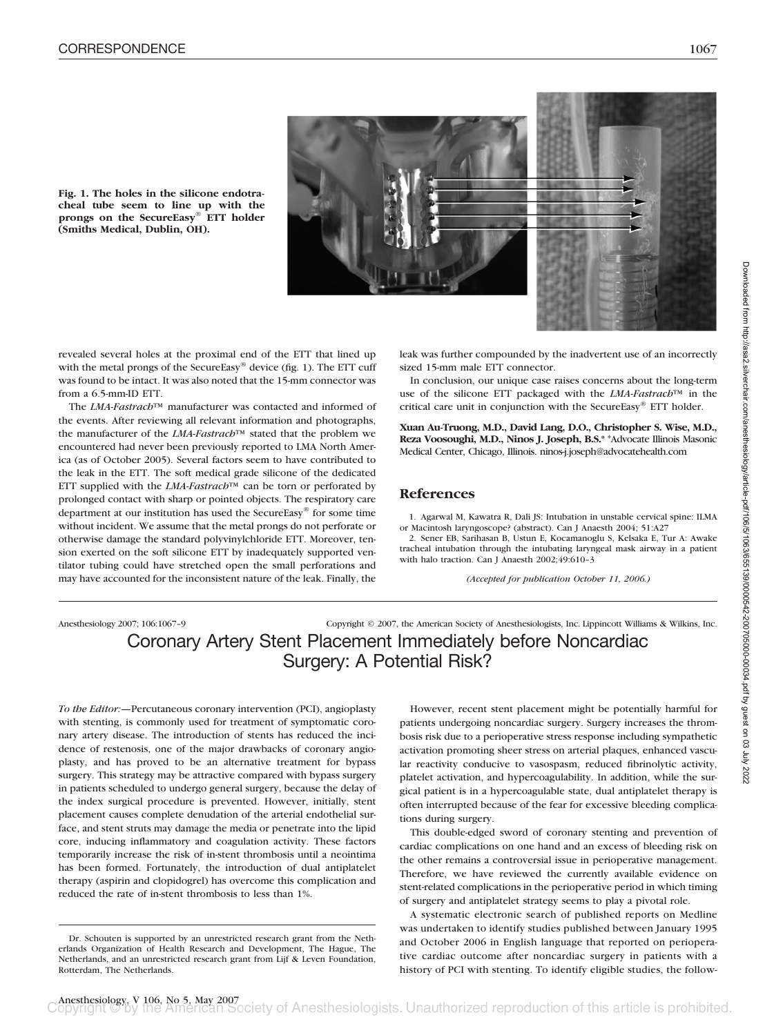**Fig. 1. The holes in the silicone endotracheal tube seem to line up with the prongs on the SecureEasy® ETT holder (Smiths Medical, Dublin, OH).**

revealed several holes at the proximal end of the ETT that lined up with the metal prongs of the SecureEasy® device (fig. 1). The ETT cuff was found to be intact. It was also noted that the 15-mm connector was from a 6.5-mm-ID ETT.

The *LMA-Fastrach*™ manufacturer was contacted and informed of the events. After reviewing all relevant information and photographs, the manufacturer of the *LMA-Fastrach*™ stated that the problem we encountered had never been previously reported to LMA North America (as of October 2005). Several factors seem to have contributed to the leak in the ETT. The soft medical grade silicone of the dedicated ETT supplied with the *LMA-Fastrach*™ can be torn or perforated by prolonged contact with sharp or pointed objects. The respiratory care department at our institution has used the SecureEasy® for some time without incident. We assume that the metal prongs do not perforate or otherwise damage the standard polyvinylchloride ETT. Moreover, tension exerted on the soft silicone ETT by inadequately supported ventilator tubing could have stretched open the small perforations and may have accounted for the inconsistent nature of the leak. Finally, the leak was further compounded by the inadvertent use of an incorrectly sized 15-mm male ETT connector.

In conclusion, our unique case raises concerns about the long-term use of the silicone ETT packaged with the *LMA-Fastrach*™ in the critical care unit in conjunction with the SecureEasy® ETT holder.

**Xuan Au-Truong, M.D., David Lang, D.O., Christopher S. Wise, M.D., Reza Voosoughi, M.D., Ninos J. Joseph, B.S.*** *Advocate Illinois Masonic Medical Center, Chicago, Illinois. ninos-j.joseph@advocatehealth.com

## References

1. Agarwal M, Kawatra R, Dali JS: Intubation in unstable cervical spine: ILMA or Macintosh laryngoscope? (abstract). Can J Anaesth 2004; 51:A27
2. Sener EB, Sarihasan B, Ustun E, Kocamanoglu S, Kelsaka E, Tur A: Awake tracheal intubation through the intubating laryngeal mask airway in a patient with halo traction. Can J Anaesth 2002;49:610–3

*(Accepted for publication October 11, 2006.)*

Anesthesiology 2007; 106:1067–9 Copyright © 2007, the American Society of Anesthesiologists, Inc. Lippincott Williams & Wilkins, Inc.

# Coronary Artery Stent Placement Immediately before Noncardiac Surgery: A Potential Risk?

*To the Editor:*—Percutaneous coronary intervention (PCI), angioplasty with stenting, is commonly used for treatment of symptomatic coronary artery disease. The introduction of stents has reduced the incidence of restenosis, one of the major drawbacks of coronary angioplasty, and has proved to be an alternative treatment for bypass surgery. This strategy may be attractive compared with bypass surgery in patients scheduled to undergo general surgery, because the delay of the index surgical procedure is prevented. However, initially, stent placement causes complete denudation of the arterial endothelial surface, and stent struts may damage the media or penetrate into the lipid core, inducing inflammatory and coagulation activity. These factors temporarily increase the risk of in-stent thrombosis until a neointima has been formed. Fortunately, the introduction of dual antiplatelet therapy (aspirin and clopidogrel) has overcome this complication and reduced the rate of in-stent thrombosis to less than 1%.

However, recent stent placement might be potentially harmful for patients undergoing noncardiac surgery. Surgery increases the thrombosis risk due to a perioperative stress response including sympathetic activation promoting sheer stress on arterial plaques, enhanced vascular reactivity conducive to vasospasm, reduced fibrinolytic activity, platelet activation, and hypercoagulability. In addition, while the surgical patient is in a hypercoagulable state, dual antiplatelet therapy is often interrupted because of the fear for excessive bleeding complications during surgery.

This double-edged sword of coronary stenting and prevention of cardiac complications on one hand and an excess of bleeding risk on the other remains a controversial issue in perioperative management. Therefore, we have reviewed the currently available evidence on stent-related complications in the perioperative period in which timing of surgery and antiplatelet strategy seems to play a pivotal role.

A systematic electronic search of published reports on Medline was undertaken to identify studies published between January 1995 and October 2006 in English language that reported on perioperative cardiac outcome after noncardiac surgery in patients with a history of PCI with stenting. To identify eligible studies, the follow-

Dr. Schouten is supported by an unrestricted research grant from the Netherlands Organization of Health Research and Development, The Hague, The Netherlands, and an unrestricted research grant from Lijf & Leven Foundation, Rotterdam, The Netherlands.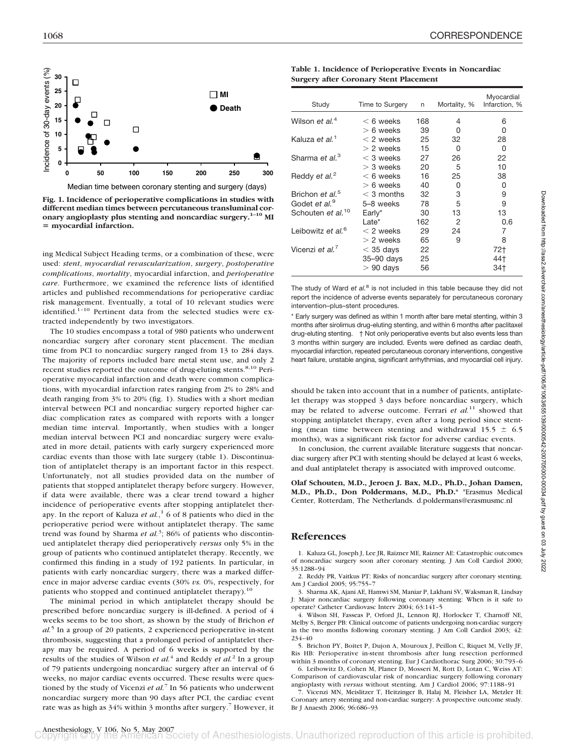Fig. 1. Incidence of perioperative complications in studies with different median times between percutaneous transluminal coronary angioplasty plus stenting and noncardiac surgery.[1–10] MI = myocardial infarction.

ing Medical Subject Heading terms, or a combination of these, were used: *stent*, *myocardial revascularization*, *surgery*, *postoperative complications*, *mortality*, myocardial infarction, and *perioperative care*. Furthermore, we examined the reference lists of identified articles and published recommendations for perioperative cardiac risk management. Eventually, a total of 10 relevant studies were identified.[1–10] Pertinent data from the selected studies were extracted independently by two investigators.

The 10 studies encompass a total of 980 patients who underwent noncardiac surgery after coronary stent placement. The median time from PCI to noncardiac surgery ranged from 13 to 284 days. The majority of reports included bare metal stent use, and only 2 recent studies reported the outcome of drug-eluting stents.[8,10] Perioperative myocardial infarction and death were common complications, with myocardial infarction rates ranging from 2% to 28% and death ranging from 3% to 20% (fig. 1). Studies with a short median interval between PCI and noncardiac surgery reported higher cardiac complication rates as compared with reports with a longer median time interval. Importantly, when studies with a longer median interval between PCI and noncardiac surgery were evaluated in more detail, patients with early surgery experienced more cardiac events than those with late surgery (table 1). Discontinuation of antiplatelet therapy is an important factor in this respect. Unfortunately, not all studies provided data on the number of patients that stopped antiplatelet therapy before surgery. However, if data were available, there was a clear trend toward a higher incidence of perioperative events after stopping antiplatelet therapy. In the report of Kaluza *et al.*,[1] 6 of 8 patients who died in the perioperative period were without antiplatelet therapy. The same trend was found by Sharma *et al.*[3]; 86% of patients who discontinued antiplatelet therapy died perioperatively *versus* only 5% in the group of patients who continued antiplatelet therapy. Recently, we confirmed this finding in a study of 192 patients. In particular, in patients with early noncardiac surgery, there was a marked difference in major adverse cardiac events (30% *vs.* 0%, respectively, for patients who stopped and continued antiplatelet therapy).[10]

The minimal period in which antiplatelet therapy should be prescribed before noncardiac surgery is ill-defined. A period of 4 weeks seems to be too short, as shown by the study of Brichon *et al.*[5] In a group of 20 patients, 2 experienced perioperative in-stent thrombosis, suggesting that a prolonged period of antiplatelet therapy may be required. A period of 6 weeks is supported by the results of the studies of Wilson *et al.*[4] and Reddy *et al.*[2] In a group of 79 patients undergoing noncardiac surgery after an interval of 6 weeks, no major cardiac events occurred. These results were questioned by the study of Vicenzi *et al.*[7] In 56 patients who underwent noncardiac surgery more than 90 days after PCI, the cardiac event rate was as high as 34% within 3 months after surgery.[7] However, it

**Table 1. Incidence of Perioperative Events in Noncardiac Surgery after Coronary Stent Placement**

| Study | Time to Surgery | n | Mortality, % | Myocardial Infarction, % |
|---|---|---|---|---|
| Wilson *et al.*[4] | < 6 weeks | 168 | 4 | 6 |
| | > 6 weeks | 39 | 0 | 0 |
| Kaluza *et al.*[1] | < 2 weeks | 25 | 32 | 28 |
| | > 2 weeks | 15 | 0 | 0 |
| Sharma *et al.*[3] | < 3 weeks | 27 | 26 | 22 |
| | > 3 weeks | 20 | 5 | 10 |
| Reddy *et al.*[2] | < 6 weeks | 16 | 25 | 38 |
| | > 6 weeks | 40 | 0 | 0 |
| Brichon *et al.*[5] | < 3 months | 32 | 3 | 9 |
| Godet *et al.*[9] | 5–8 weeks | 78 | 5 | 9 |
| Schouten *et al.*[10] | Early* | 30 | 13 | 13 |
| | Late* | 162 | 2 | 0.6 |
| Leibowitz *et al.*[6] | < 2 weeks | 29 | 24 | 7 |
| | > 2 weeks | 65 | 9 | 8 |
| Vicenzi *et al.*[7] | < 35 days | 22 | | 72† |
| | 35–90 days | 25 | | 44† |
| | > 90 days | 56 | | 34† |

The study of Ward *et al.*[8] is not included in this table because they did not report the incidence of adverse events separately for percutaneous coronary intervention–plus–stent procedures.

\* Early surgery was defined as within 1 month after bare metal stenting, within 3 months after sirolimus drug-eluting stenting, and within 6 months after paclitaxel drug-eluting stenting. † Not only perioperative events but also events less than 3 months within surgery are included. Events were defined as cardiac death, myocardial infarction, repeated percutaneous coronary interventions, congestive heart failure, unstable angina, significant arrhythmias, and myocardial cell injury.

should be taken into account that in a number of patients, antiplatelet therapy was stopped 3 days before noncardiac surgery, which may be related to adverse outcome. Ferrari *et al.*[11] showed that stopping antiplatelet therapy, even after a long period since stenting (mean time between stenting and withdrawal 15.5 ± 6.5 months), was a significant risk factor for adverse cardiac events.

In conclusion, the current available literature suggests that noncardiac surgery after PCI with stenting should be delayed at least 6 weeks, and dual antiplatelet therapy is associated with improved outcome.

**Olaf Schouten, M.D., Jeroen J. Bax, M.D., Ph.D., Johan Damen, M.D., Ph.D., Don Poldermans, M.D., Ph.D.*** *Erasmus Medical Center, Rotterdam, The Netherlands. d.poldermans@erasmusmc.nl

## References

1. Kaluza GL, Joseph J, Lee JR, Raizner ME, Raizner AE: Catastrophic outcomes of noncardiac surgery soon after coronary stenting. J Am Coll Cardiol 2000; 35:1288–94
2. Reddy PR, Vaitkus PT: Risks of noncardiac surgery after coronary stenting. Am J Cardiol 2005; 95:755–7
3. Sharma AK, Ajani AE, Hamwi SM, Maniar P, Lakhani SV, Waksman R, Lindsay J: Major noncardiac surgery following coronary stenting: When is it safe to operate? Catheter Cardiovasc Interv 2004; 63:141–5
4. Wilson SH, Fasseas P, Orford JL, Lennon RJ, Horlocker T, Charnoff NE, Melby S, Berger PB: Clinical outcome of patients undergoing non-cardiac surgery in the two months following coronary stenting. J Am Coll Cardiol 2003; 42: 234–40
5. Brichon PY, Boitet P, Dujon A, Mouroux J, Peillon C, Riquet M, Velly JF, Ris HB: Perioperative in-stent thrombosis after lung resection performed within 3 months of coronary stenting. Eur J Cardiothorac Surg 2006; 30:793–6
6. Leibowitz D, Cohen M, Planer D, Mosseri M, Rott D, Lotan C, Weiss AT: Comparison of cardiovascular risk of noncardiac surgery following coronary angioplasty with *versus* without stenting. Am J Cardiol 2006; 97:1188–91
7. Vicenzi MN, Meislitzer T, Heitzinger B, Halaj M, Fleisher LA, Metzler H: Coronary artery stenting and non-cardiac surgery: A prospective outcome study. Br J Anaesth 2006; 96:686–93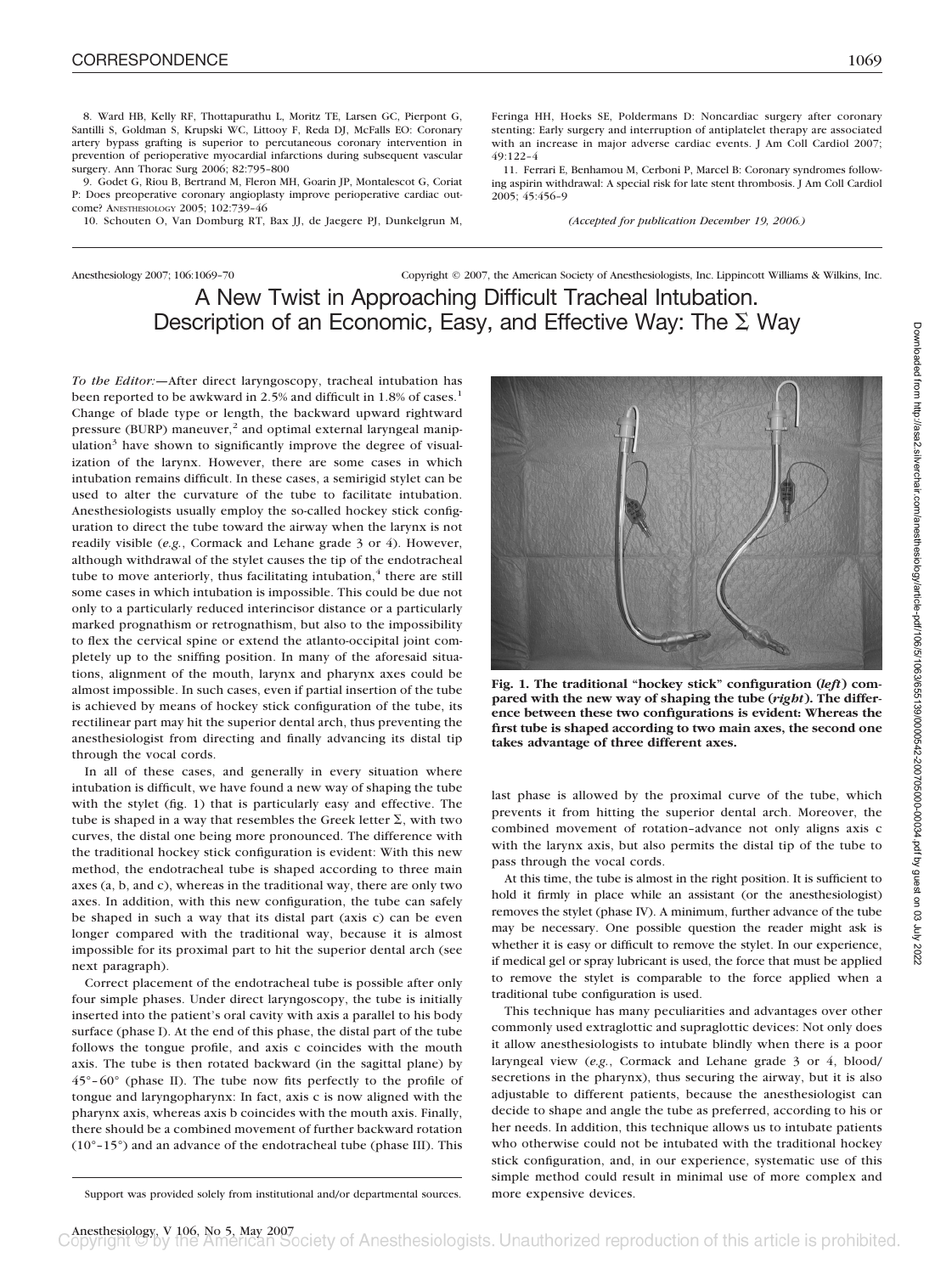8. Ward HB, Kelly RF, Thottapurathu L, Moritz TE, Larsen GC, Pierpont G, Santilli S, Goldman S, Krupski WC, Littooy F, Reda DJ, McFalls EO: Coronary artery bypass grafting is superior to percutaneous coronary intervention in prevention of perioperative myocardial infarctions during subsequent vascular surgery. Ann Thorac Surg 2006; 82:795–800

9. Godet G, Riou B, Bertrand M, Fleron MH, Goarin JP, Montalescot G, Coriat P: Does preoperative coronary angioplasty improve perioperative cardiac outcome? ANESTHESIOLOGY 2005; 102:739–46

10. Schouten O, Van Domburg RT, Bax JJ, de Jaegere PJ, Dunkelgrun M, Feringa HH, Hoeks SE, Poldermans D: Noncardiac surgery after coronary stenting: Early surgery and interruption of antiplatelet therapy are associated with an increase in major adverse cardiac events. J Am Coll Cardiol 2007; 49:122–4

11. Ferrari E, Benhamou M, Cerboni P, Marcel B: Coronary syndromes following aspirin withdrawal: A special risk for late stent thrombosis. J Am Coll Cardiol 2005; 45:456–9

*(Accepted for publication December 19, 2006.)*

---

Anesthesiology 2007; 106:1069–70 Copyright © 2007, the American Society of Anesthesiologists, Inc. Lippincott Williams & Wilkins, Inc.

# A New Twist in Approaching Difficult Tracheal Intubation. Description of an Economic, Easy, and Effective Way: The Σ Way

*To the Editor:*—After direct laryngoscopy, tracheal intubation has been reported to be awkward in 2.5% and difficult in 1.8% of cases.[1] Change of blade type or length, the backward upward rightward pressure (BURP) maneuver,[2] and optimal external laryngeal manipulation[3] have shown to significantly improve the degree of visualization of the larynx. However, there are some cases in which intubation remains difficult. In these cases, a semirigid stylet can be used to alter the curvature of the tube to facilitate intubation. Anesthesiologists usually employ the so-called hockey stick configuration to direct the tube toward the airway when the larynx is not readily visible (*e.g.*, Cormack and Lehane grade 3 or 4). However, although withdrawal of the stylet causes the tip of the endotracheal tube to move anteriorly, thus facilitating intubation,[4] there are still some cases in which intubation is impossible. This could be due not only to a particularly reduced interincisor distance or a particularly marked prognathism or retrognathism, but also to the impossibility to flex the cervical spine or extend the atlanto-occipital joint completely up to the sniffing position. In many of the aforesaid situations, alignment of the mouth, larynx and pharynx axes could be almost impossible. In such cases, even if partial insertion of the tube is achieved by means of hockey stick configuration of the tube, its rectilinear part may hit the superior dental arch, thus preventing the anesthesiologist from directing and finally advancing its distal tip through the vocal cords.

In all of these cases, and generally in every situation where intubation is difficult, we have found a new way of shaping the tube with the stylet (fig. 1) that is particularly easy and effective. The tube is shaped in a way that resembles the Greek letter Σ, with two curves, the distal one being more pronounced. The difference with the traditional hockey stick configuration is evident: With this new method, the endotracheal tube is shaped according to three main axes (a, b, and c), whereas in the traditional way, there are only two axes. In addition, with this new configuration, the tube can safely be shaped in such a way that its distal part (axis c) can be even longer compared with the traditional way, because it is almost impossible for its proximal part to hit the superior dental arch (see next paragraph).

Correct placement of the endotracheal tube is possible after only four simple phases. Under direct laryngoscopy, the tube is initially inserted into the patient's oral cavity with axis a parallel to his body surface (phase I). At the end of this phase, the distal part of the tube follows the tongue profile, and axis c coincides with the mouth axis. The tube is then rotated backward (in the sagittal plane) by 45°–60° (phase II). The tube now fits perfectly to the profile of tongue and laryngopharynx: In fact, axis c is now aligned with the pharynx axis, whereas axis b coincides with the mouth axis. Finally, there should be a combined movement of further backward rotation (10°–15°) and an advance of the endotracheal tube (phase III). This last phase is allowed by the proximal curve of the tube, which prevents it from hitting the superior dental arch. Moreover, the combined movement of rotation–advance not only aligns axis c with the larynx axis, but also permits the distal tip of the tube to pass through the vocal cords.

**Fig. 1. The traditional "hockey stick" configuration (*left*) compared with the new way of shaping the tube (*right*). The difference between these two configurations is evident: Whereas the first tube is shaped according to two main axes, the second one takes advantage of three different axes.**

At this time, the tube is almost in the right position. It is sufficient to hold it firmly in place while an assistant (or the anesthesiologist) removes the stylet (phase IV). A minimum, further advance of the tube may be necessary. One possible question the reader might ask is whether it is easy or difficult to remove the stylet. In our experience, if medical gel or spray lubricant is used, the force that must be applied to remove the stylet is comparable to the force applied when a traditional tube configuration is used.

This technique has many peculiarities and advantages over other commonly used extraglottic and supraglottic devices: Not only does it allow anesthesiologists to intubate blindly when there is a poor laryngeal view (*e.g.*, Cormack and Lehane grade 3 or 4, blood/secretions in the pharynx), thus securing the airway, but it is also adjustable to different patients, because the anesthesiologist can decide to shape and angle the tube as preferred, according to his or her needs. In addition, this technique allows us to intubate patients who otherwise could not be intubated with the traditional hockey stick configuration, and, in our experience, systematic use of this simple method could result in minimal use of more complex and more expensive devices.

Support was provided solely from institutional and/or departmental sources.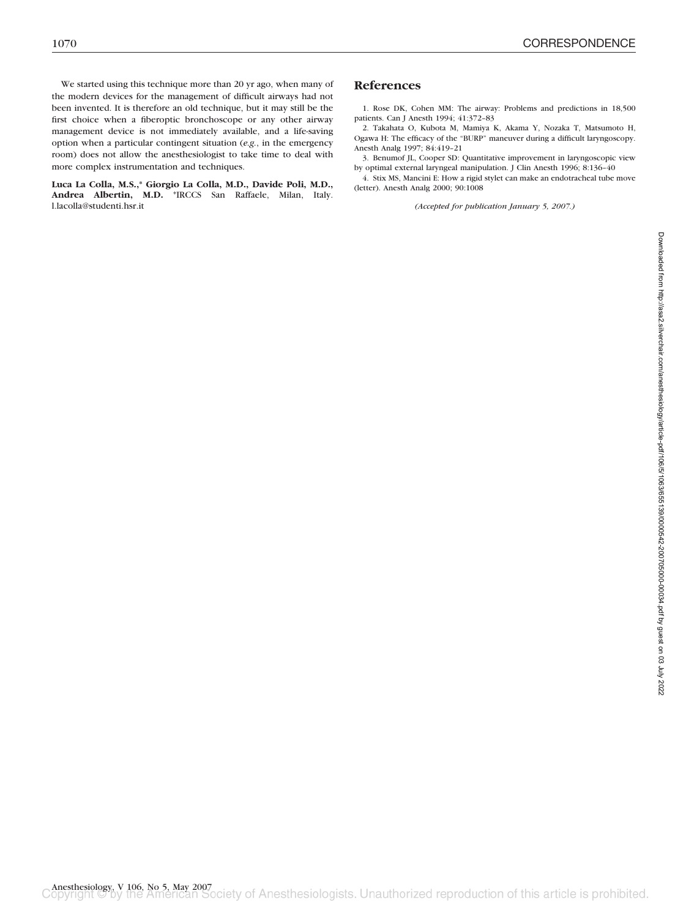We started using this technique more than 20 yr ago, when many of the modern devices for the management of difficult airways had not been invented. It is therefore an old technique, but it may still be the first choice when a fiberoptic bronchoscope or any other airway management device is not immediately available, and a life-saving option when a particular contingent situation (*e.g.*, in the emergency room) does not allow the anesthesiologist to take time to deal with more complex instrumentation and techniques.

**Luca La Colla, M.S.,* Giorgio La Colla, M.D., Davide Poli, M.D., Andrea Albertin, M.D.** *IRCCS San Raffaele, Milan, Italy. l.lacolla@studenti.hsr.it

## References

1. Rose DK, Cohen MM: The airway: Problems and predictions in 18,500 patients. Can J Anesth 1994; 41:372–83
2. Takahata O, Kubota M, Mamiya K, Akama Y, Nozaka T, Matsumoto H, Ogawa H: The efficacy of the "BURP" maneuver during a difficult laryngoscopy. Anesth Analg 1997; 84:419–21
3. Benumof JL, Cooper SD: Quantitative improvement in laryngoscopic view by optimal external laryngeal manipulation. J Clin Anesth 1996; 8:136–40
4. Stix MS, Mancini E: How a rigid stylet can make an endotracheal tube move (letter). Anesth Analg 2000; 90:1008

*(Accepted for publication January 5, 2007.)*